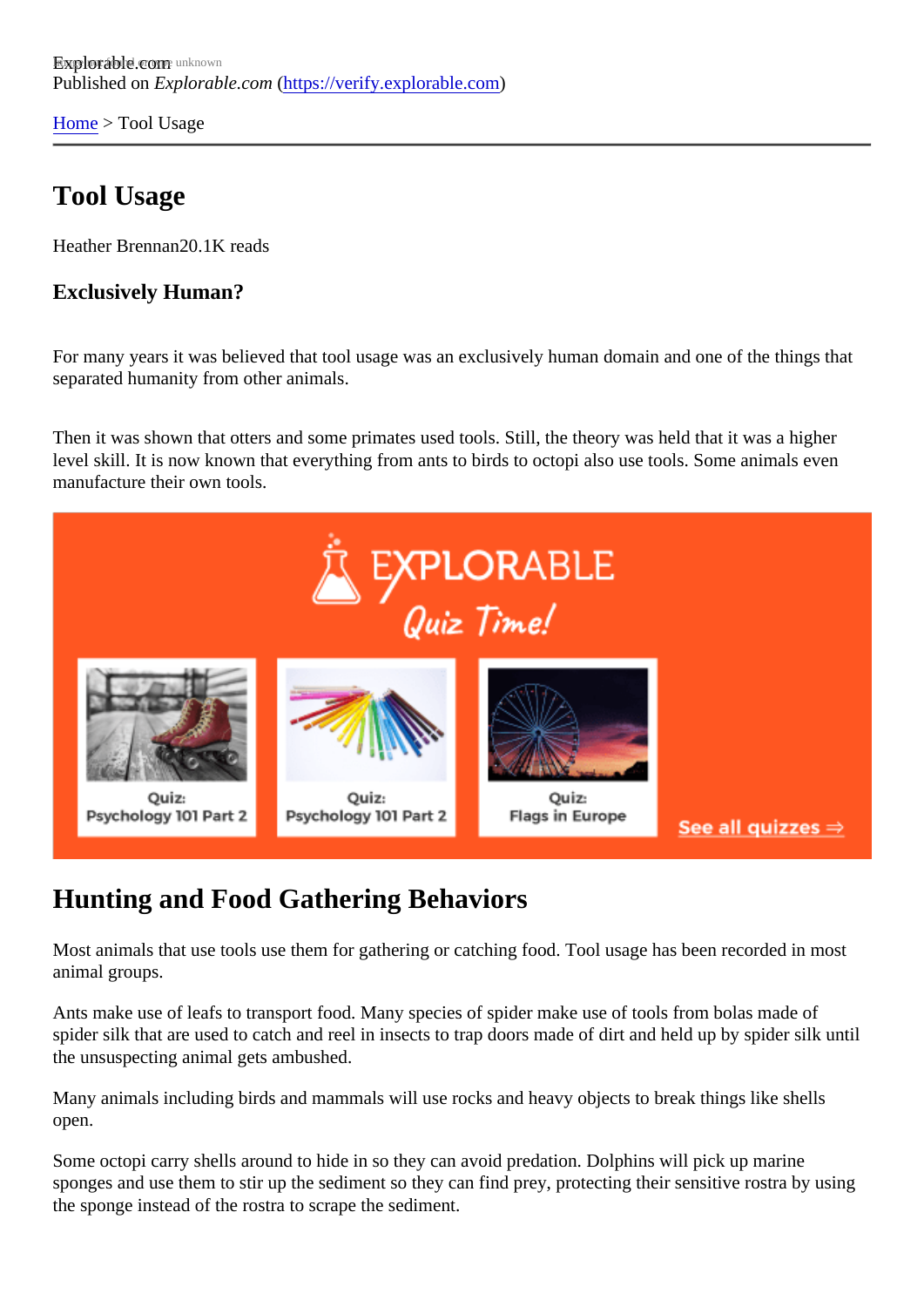Explorable.com
Published on *Explorable.com* (https://verify.explorable.com)

Home > Tool Usage

# Tool Usage

Heather Brennan20.1K reads

## Exclusively Human?

For many years it was believed that tool usage was an exclusively human domain and one of the things that separated humanity from other animals.

Then it was shown that otters and some primates used tools. Still, the theory was held that it was a higher level skill. It is now known that everything from ants to birds to octopi also use tools. Some animals even manufacture their own tools.

## Hunting and Food Gathering Behaviors

Most animals that use tools use them for gathering or catching food. Tool usage has been recorded in most animal groups.

Ants make use of leafs to transport food. Many species of spider make use of tools from bolas made of spider silk that are used to catch and reel in insects to trap doors made of dirt and held up by spider silk until the unsuspecting animal gets ambushed.

Many animals including birds and mammals will use rocks and heavy objects to break things like shells open.

Some octopi carry shells around to hide in so they can avoid predation. Dolphins will pick up marine sponges and use them to stir up the sediment so they can find prey, protecting their sensitive rostra by using the sponge instead of the rostra to scrape the sediment.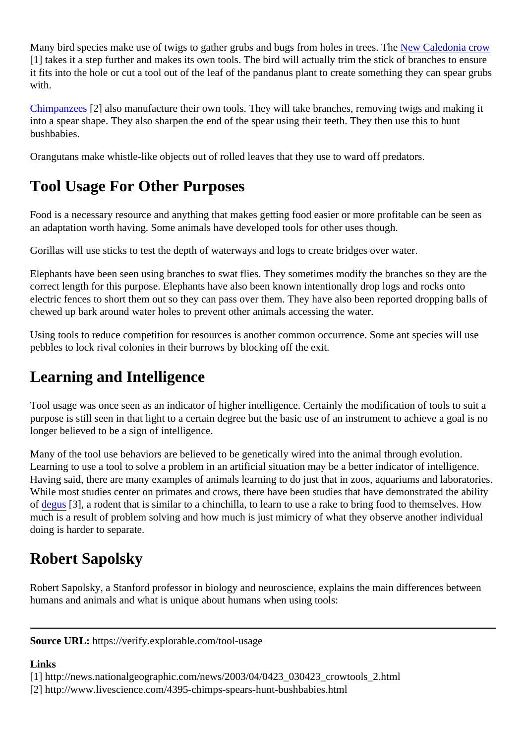Many bird species make use of twigs to gather grubs and bugs from holes in trees. The New Caledonia crow [1] takes it a step further and makes its own tools. The bird will actually trim the stick of branches to ensure it fits into the hole or cut a tool out of the leaf of the pandanus plant to create something they can spear grubs with.

Chimpanzees [2] also manufacture their own tools. They will take branches, removing twigs and making it into a spear shape. They also sharpen the end of the spear using their teeth. They then use this to hunt bushbabies.

Orangutans make whistle-like objects out of rolled leaves that they use to ward off predators.

## Tool Usage For Other Purposes

Food is a necessary resource and anything that makes getting food easier or more profitable can be seen as an adaptation worth having. Some animals have developed tools for other uses though.

Gorillas will use sticks to test the depth of waterways and logs to create bridges over water.

Elephants have been seen using branches to swat flies. They sometimes modify the branches so they are the correct length for this purpose. Elephants have also been known intentionally drop logs and rocks onto electric fences to short them out so they can pass over them. They have also been reported dropping balls of chewed up bark around water holes to prevent other animals accessing the water.

Using tools to reduce competition for resources is another common occurrence. Some ant species will use pebbles to lock rival colonies in their burrows by blocking off the exit.

## Learning and Intelligence

Tool usage was once seen as an indicator of higher intelligence. Certainly the modification of tools to suit a purpose is still seen in that light to a certain degree but the basic use of an instrument to achieve a goal is no longer believed to be a sign of intelligence.

Many of the tool use behaviors are believed to be genetically wired into the animal through evolution. Learning to use a tool to solve a problem in an artificial situation may be a better indicator of intelligence. Having said, there are many examples of animals learning to do just that in zoos, aquariums and laboratories. While most studies center on primates and crows, there have been studies that have demonstrated the ability of degus [3], a rodent that is similar to a chinchilla, to learn to use a rake to bring food to themselves. How much is a result of problem solving and how much is just mimicry of what they observe another individual doing is harder to separate.

## Robert Sapolsky

Robert Sapolsky, a Stanford professor in biology and neuroscience, explains the main differences between humans and animals and what is unique about humans when using tools:

---

**Source URL:** https://verify.explorable.com/tool-usage

**Links**

[1] http://news.nationalgeographic.com/news/2003/04/0423_030423_crowtools_2.html
[2] http://www.livescience.com/4395-chimps-spears-hunt-bushbabies.html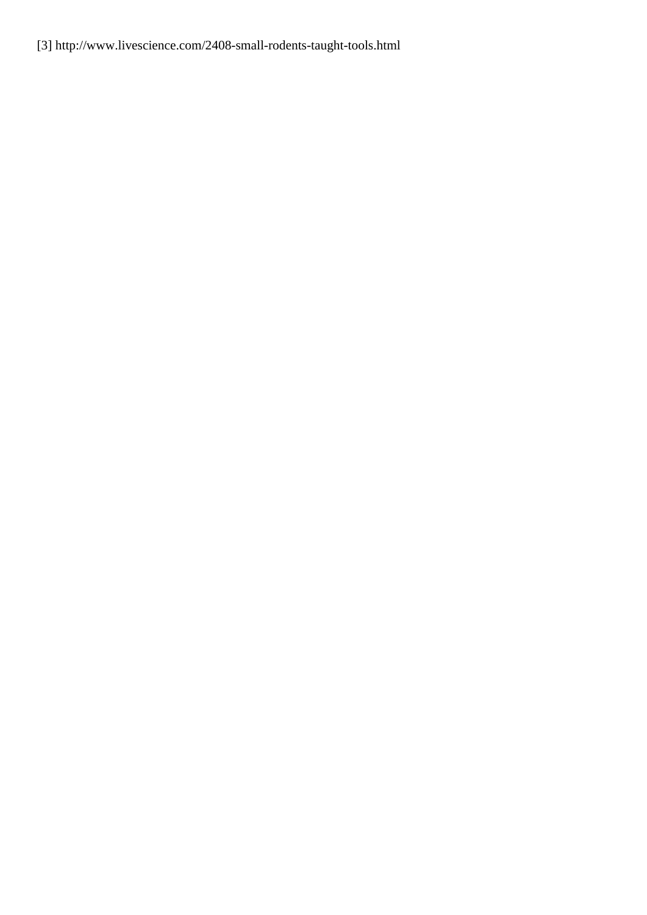[3] http://www.livescience.com/2408-small-rodents-taught-tools.html